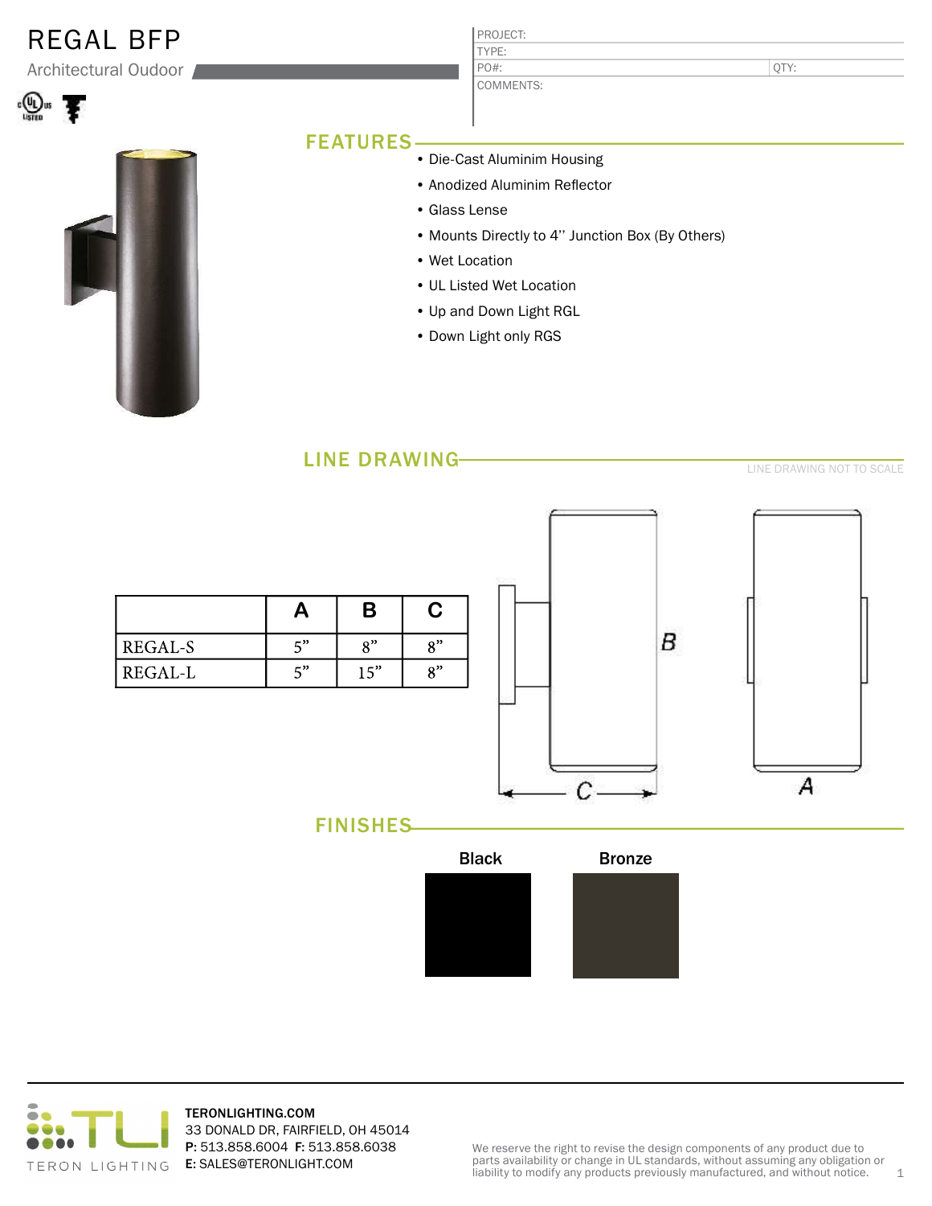# REGAL BFP

Architectural Oudoor

| PROJECT: | |
|---|---|
| TYPE: | |
| PO#: | QTY: |
| COMMENTS: | |

## FEATURES

- Die-Cast Aluminum Housing
- Anodized Aluminim Reflector
- Glass Lense
- Mounts Directly to 4'' Junction Box (By Others)
- Wet Location
- UL Listed Wet Location
- Up and Down Light RGL
- Down Light only RGS

## LINE DRAWING

LINE DRAWING NOT TO SCALE

| | A | B | C |
|---|---|---|---|
| REGAL-S | 5" | 8" | 8" |
| REGAL-L | 5" | 15" | 8" |

## FINISHES

Black

Bronze

TERONLIGHTING.COM
33 DONALD DR, FAIRFIELD, OH 45014
**P:** 513.858.6004 **F:** 513.858.6038
**E:** SALES@TERONLIGHT.COM

We reserve the right to revise the design components of any product due to parts availability or change in UL standards, without assuming any obligation or liability to modify any products previously manufactured, and without notice.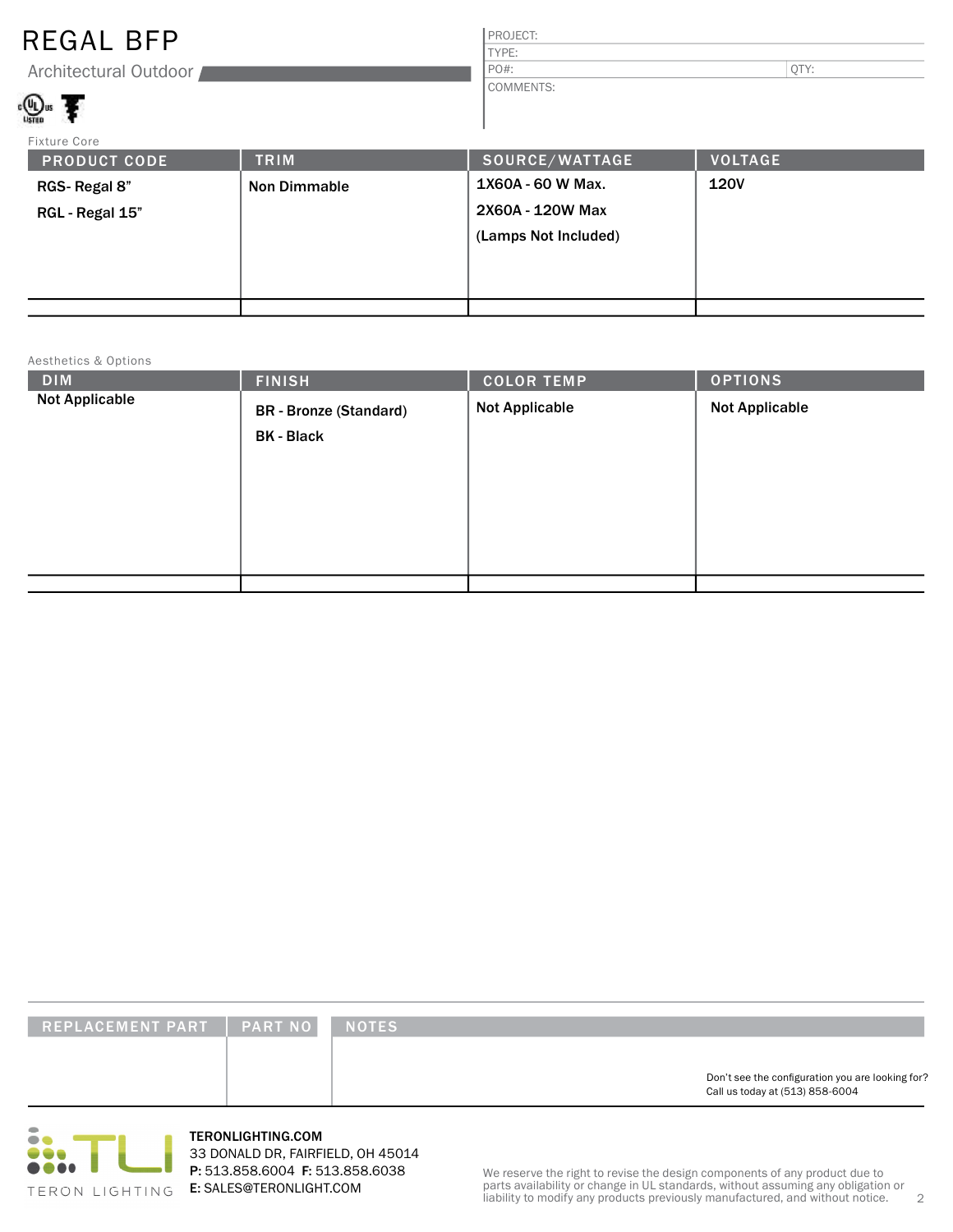# REGAL BFP

Architectural Outdoor

| PROJECT: | |
|---|---|
| TYPE: | |
| PO#: | QTY: |
| COMMENTS: | |

Fixture Core

| PRODUCT CODE | TRIM | SOURCE/WATTAGE | VOLTAGE |
|---|---|---|---|
| RGS- Regal 8"<br>RGL - Regal 15" | Non Dimmable | 1X60A - 60 W Max.<br>2X60A - 120W Max<br>(Lamps Not Included) | 120V |
| | | | |

Aesthetics & Options

| DIM | FINISH | COLOR TEMP | OPTIONS |
|---|---|---|---|
| Not Applicable | BR - Bronze (Standard)<br>BK - Black | Not Applicable | Not Applicable |
| | | | |

| REPLACEMENT PART | PART NO | NOTES |
|---|---|---|
| | | Don't see the configuration you are looking for? Call us today at (513) 858-6004 |

TERON LIGHTING

**TERONLIGHTING.COM**
33 DONALD DR, FAIRFIELD, OH 45014
**P:** 513.858.6004 **F:** 513.858.6038
**E:** SALES@TERONLIGHT.COM

We reserve the right to revise the design components of any product due to parts availability or change in UL standards, without assuming any obligation or liability to modify any products previously manufactured, and without notice.